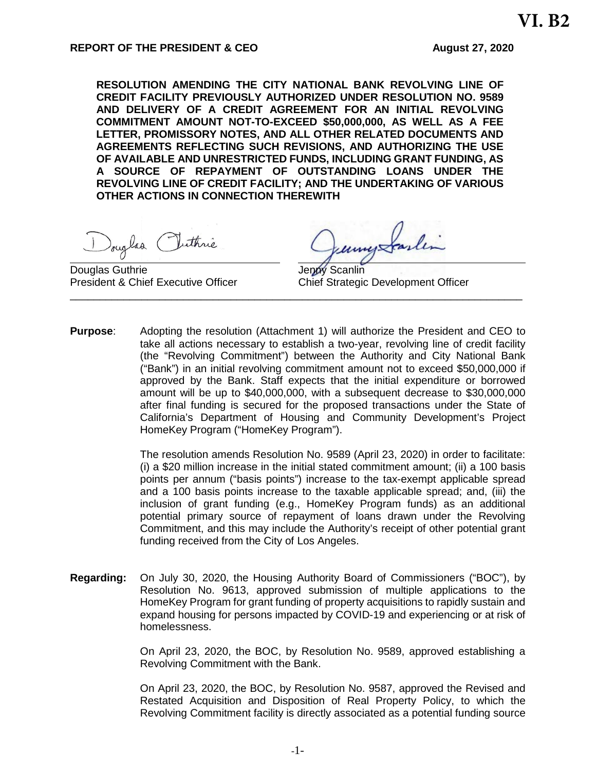**VI. B2**

**REPORT OF THE PRESIDENT & CEO** **August 27, 2020**

**RESOLUTION AMENDING THE CITY NATIONAL BANK REVOLVING LINE OF CREDIT FACILITY PREVIOUSLY AUTHORIZED UNDER RESOLUTION NO. 9589 AND DELIVERY OF A CREDIT AGREEMENT FOR AN INITIAL REVOLVING COMMITMENT AMOUNT NOT-TO-EXCEED $50,000,000, AS WELL AS A FEE LETTER, PROMISSORY NOTES, AND ALL OTHER RELATED DOCUMENTS AND AGREEMENTS REFLECTING SUCH REVISIONS, AND AUTHORIZING THE USE OF AVAILABLE AND UNRESTRICTED FUNDS, INCLUDING GRANT FUNDING, AS A SOURCE OF REPAYMENT OF OUTSTANDING LOANS UNDER THE REVOLVING LINE OF CREDIT FACILITY; AND THE UNDERTAKING OF VARIOUS OTHER ACTIONS IN CONNECTION THEREWITH**

Douglas Guthrie
President & Chief Executive Officer

Jenny Scanlin
Chief Strategic Development Officer

---

**Purpose**: Adopting the resolution (Attachment 1) will authorize the President and CEO to take all actions necessary to establish a two-year, revolving line of credit facility (the "Revolving Commitment") between the Authority and City National Bank ("Bank") in an initial revolving commitment amount not to exceed $50,000,000 if approved by the Bank. Staff expects that the initial expenditure or borrowed amount will be up to $40,000,000, with a subsequent decrease to $30,000,000 after final funding is secured for the proposed transactions under the State of California's Department of Housing and Community Development's Project HomeKey Program ("HomeKey Program").

The resolution amends Resolution No. 9589 (April 23, 2020) in order to facilitate: (i) a $20 million increase in the initial stated commitment amount; (ii) a 100 basis points per annum ("basis points") increase to the tax-exempt applicable spread and a 100 basis points increase to the taxable applicable spread; and, (iii) the inclusion of grant funding (e.g., HomeKey Program funds) as an additional potential primary source of repayment of loans drawn under the Revolving Commitment, and this may include the Authority's receipt of other potential grant funding received from the City of Los Angeles.

**Regarding:** On July 30, 2020, the Housing Authority Board of Commissioners ("BOC"), by Resolution No. 9613, approved submission of multiple applications to the HomeKey Program for grant funding of property acquisitions to rapidly sustain and expand housing for persons impacted by COVID-19 and experiencing or at risk of homelessness.

On April 23, 2020, the BOC, by Resolution No. 9589, approved establishing a Revolving Commitment with the Bank.

On April 23, 2020, the BOC, by Resolution No. 9587, approved the Revised and Restated Acquisition and Disposition of Real Property Policy, to which the Revolving Commitment facility is directly associated as a potential funding source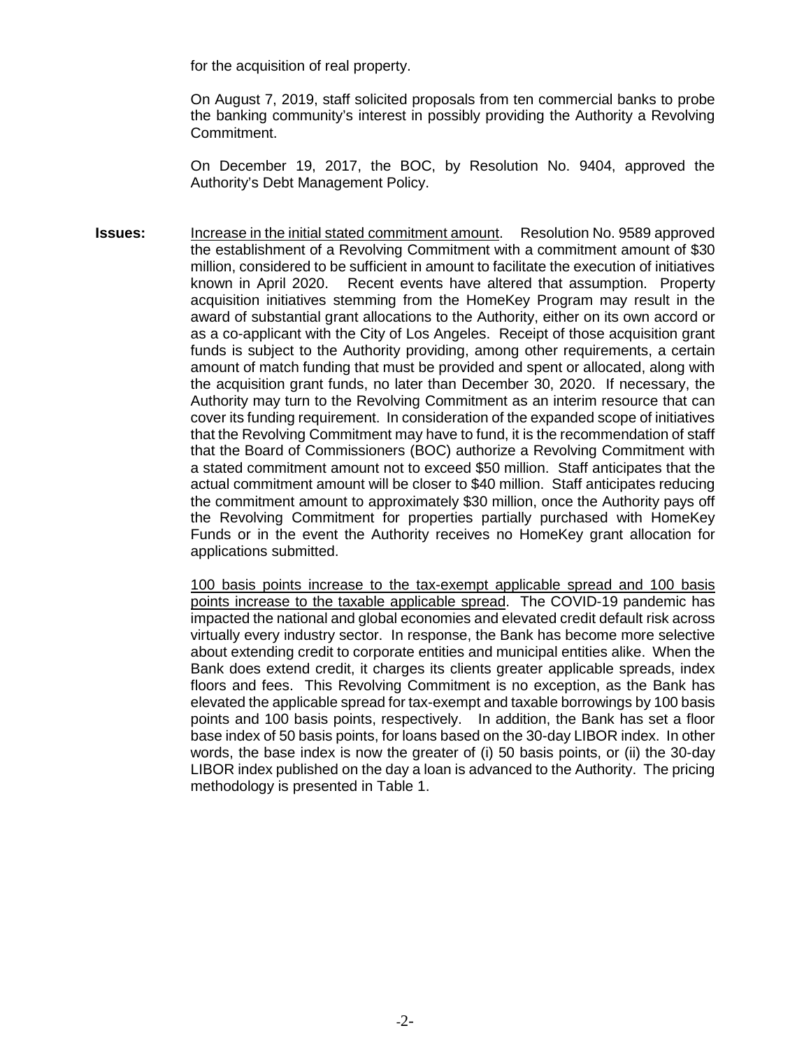for the acquisition of real property.

On August 7, 2019, staff solicited proposals from ten commercial banks to probe the banking community's interest in possibly providing the Authority a Revolving Commitment.

On December 19, 2017, the BOC, by Resolution No. 9404, approved the Authority's Debt Management Policy.

**Issues:** Increase in the initial stated commitment amount. Resolution No. 9589 approved the establishment of a Revolving Commitment with a commitment amount of $30 million, considered to be sufficient in amount to facilitate the execution of initiatives known in April 2020. Recent events have altered that assumption. Property acquisition initiatives stemming from the HomeKey Program may result in the award of substantial grant allocations to the Authority, either on its own accord or as a co-applicant with the City of Los Angeles. Receipt of those acquisition grant funds is subject to the Authority providing, among other requirements, a certain amount of match funding that must be provided and spent or allocated, along with the acquisition grant funds, no later than December 30, 2020. If necessary, the Authority may turn to the Revolving Commitment as an interim resource that can cover its funding requirement. In consideration of the expanded scope of initiatives that the Revolving Commitment may have to fund, it is the recommendation of staff that the Board of Commissioners (BOC) authorize a Revolving Commitment with a stated commitment amount not to exceed $50 million. Staff anticipates that the actual commitment amount will be closer to $40 million. Staff anticipates reducing the commitment amount to approximately $30 million, once the Authority pays off the Revolving Commitment for properties partially purchased with HomeKey Funds or in the event the Authority receives no HomeKey grant allocation for applications submitted.

100 basis points increase to the tax-exempt applicable spread and 100 basis points increase to the taxable applicable spread. The COVID-19 pandemic has impacted the national and global economies and elevated credit default risk across virtually every industry sector. In response, the Bank has become more selective about extending credit to corporate entities and municipal entities alike. When the Bank does extend credit, it charges its clients greater applicable spreads, index floors and fees. This Revolving Commitment is no exception, as the Bank has elevated the applicable spread for tax-exempt and taxable borrowings by 100 basis points and 100 basis points, respectively. In addition, the Bank has set a floor base index of 50 basis points, for loans based on the 30-day LIBOR index. In other words, the base index is now the greater of (i) 50 basis points, or (ii) the 30-day LIBOR index published on the day a loan is advanced to the Authority. The pricing methodology is presented in Table 1.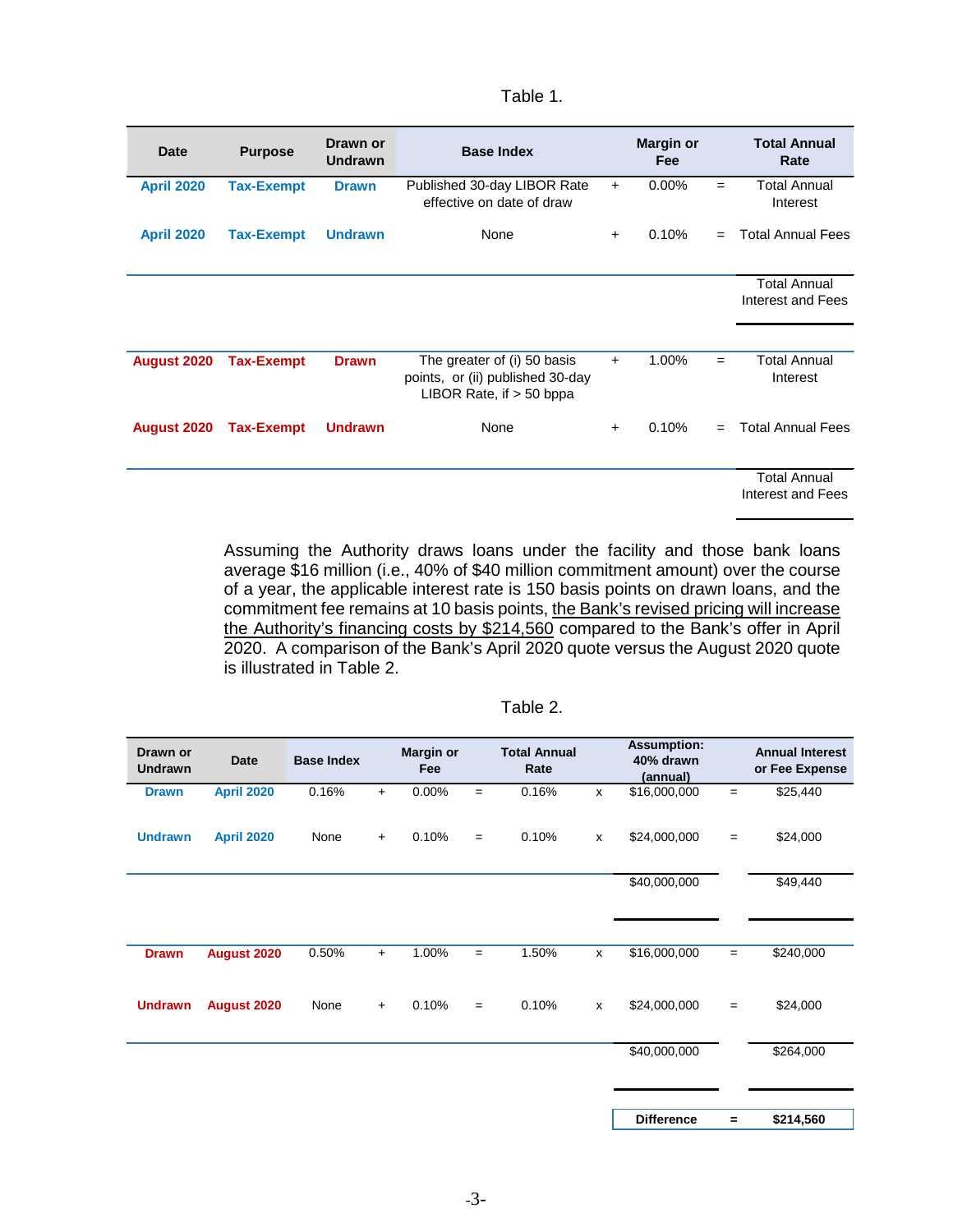Table 1.

| Date | Purpose | Drawn or Undrawn | Base Index | | Margin or Fee | | Total Annual Rate |
|---|---|---|---|---|---|---|---|
| April 2020 | Tax-Exempt | Drawn | Published 30-day LIBOR Rate effective on date of draw | + | 0.00% | = | Total Annual Interest |
| April 2020 | Tax-Exempt | Undrawn | None | + | 0.10% | = | Total Annual Fees |
| | | | | | | | Total Annual Interest and Fees |
| August 2020 | Tax-Exempt | Drawn | The greater of (i) 50 basis points, or (ii) published 30-day LIBOR Rate, if > 50 bppa | + | 1.00% | = | Total Annual Interest |
| August 2020 | Tax-Exempt | Undrawn | None | + | 0.10% | = | Total Annual Fees |
| | | | | | | | Total Annual Interest and Fees |

Assuming the Authority draws loans under the facility and those bank loans average $16 million (i.e., 40% of $40 million commitment amount) over the course of a year, the applicable interest rate is 150 basis points on drawn loans, and the commitment fee remains at 10 basis points, the Bank's revised pricing will increase the Authority's financing costs by $214,560 compared to the Bank's offer in April 2020. A comparison of the Bank's April 2020 quote versus the August 2020 quote is illustrated in Table 2.

Table 2.

| Drawn or Undrawn | Date | Base Index | | Margin or Fee | | Total Annual Rate | | Assumption: 40% drawn (annual) | | Annual Interest or Fee Expense |
|---|---|---|---|---|---|---|---|---|---|---|
| Drawn | April 2020 | 0.16% | + | 0.00% | = | 0.16% | x | $16,000,000 | = | $25,440 |
| Undrawn | April 2020 | None | + | 0.10% | = | 0.10% | x | $24,000,000 | = | $24,000 |
| | | | | | | | | $40,000,000 | | $49,440 |
| Drawn | August 2020 | 0.50% | + | 1.00% | = | 1.50% | x | $16,000,000 | = | $240,000 |
| Undrawn | August 2020 | None | + | 0.10% | = | 0.10% | x | $24,000,000 | = | $24,000 |
| | | | | | | | | $40,000,000 | | $264,000 |
| | | | | | | | | **Difference** | **=** | **$214,560** |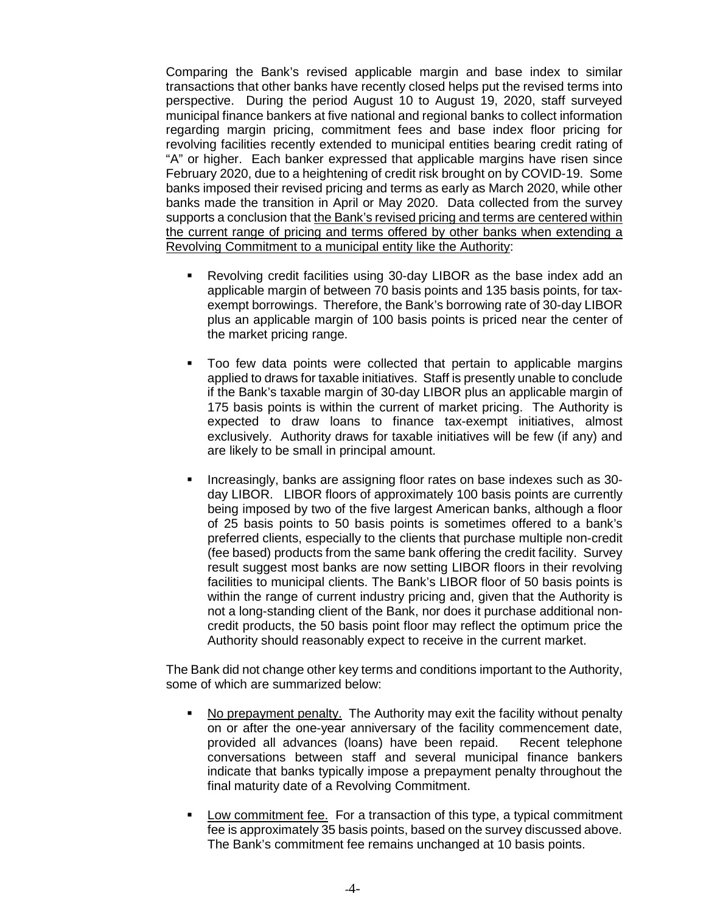Comparing the Bank's revised applicable margin and base index to similar transactions that other banks have recently closed helps put the revised terms into perspective. During the period August 10 to August 19, 2020, staff surveyed municipal finance bankers at five national and regional banks to collect information regarding margin pricing, commitment fees and base index floor pricing for revolving facilities recently extended to municipal entities bearing credit rating of "A" or higher. Each banker expressed that applicable margins have risen since February 2020, due to a heightening of credit risk brought on by COVID-19. Some banks imposed their revised pricing and terms as early as March 2020, while other banks made the transition in April or May 2020. Data collected from the survey supports a conclusion that <u>the Bank's revised pricing and terms are centered within the current range of pricing and terms offered by other banks when extending a Revolving Commitment to a municipal entity like the Authority</u>:

- Revolving credit facilities using 30-day LIBOR as the base index add an applicable margin of between 70 basis points and 135 basis points, for tax-exempt borrowings. Therefore, the Bank's borrowing rate of 30-day LIBOR plus an applicable margin of 100 basis points is priced near the center of the market pricing range.

- Too few data points were collected that pertain to applicable margins applied to draws for taxable initiatives. Staff is presently unable to conclude if the Bank's taxable margin of 30-day LIBOR plus an applicable margin of 175 basis points is within the current of market pricing. The Authority is expected to draw loans to finance tax-exempt initiatives, almost exclusively. Authority draws for taxable initiatives will be few (if any) and are likely to be small in principal amount.

- Increasingly, banks are assigning floor rates on base indexes such as 30-day LIBOR. LIBOR floors of approximately 100 basis points are currently being imposed by two of the five largest American banks, although a floor of 25 basis points to 50 basis points is sometimes offered to a bank's preferred clients, especially to the clients that purchase multiple non-credit (fee based) products from the same bank offering the credit facility. Survey result suggest most banks are now setting LIBOR floors in their revolving facilities to municipal clients. The Bank's LIBOR floor of 50 basis points is within the range of current industry pricing and, given that the Authority is not a long-standing client of the Bank, nor does it purchase additional non-credit products, the 50 basis point floor may reflect the optimum price the Authority should reasonably expect to receive in the current market.

The Bank did not change other key terms and conditions important to the Authority, some of which are summarized below:

- <u>No prepayment penalty.</u> The Authority may exit the facility without penalty on or after the one-year anniversary of the facility commencement date, provided all advances (loans) have been repaid. Recent telephone conversations between staff and several municipal finance bankers indicate that banks typically impose a prepayment penalty throughout the final maturity date of a Revolving Commitment.

- <u>Low commitment fee.</u> For a transaction of this type, a typical commitment fee is approximately 35 basis points, based on the survey discussed above. The Bank's commitment fee remains unchanged at 10 basis points.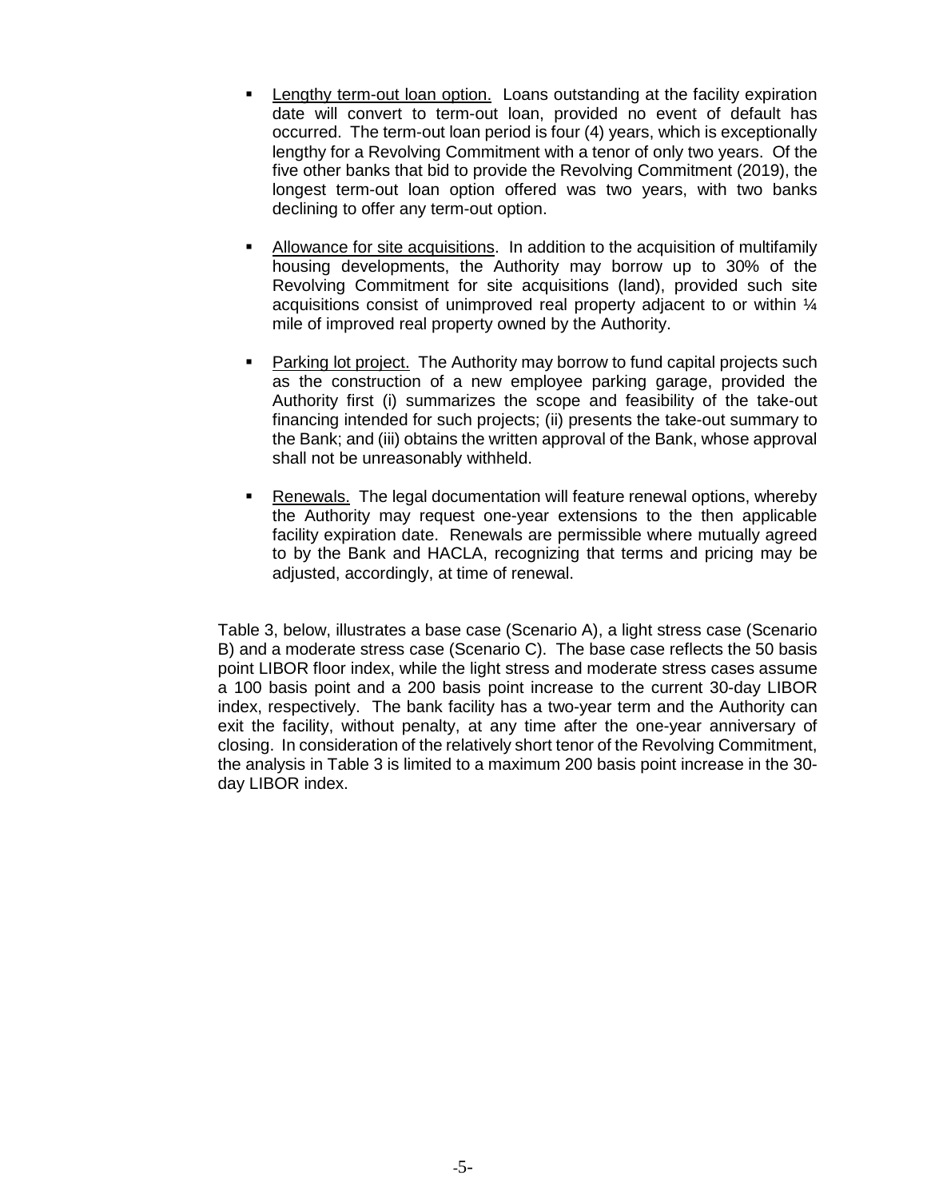- Lengthy term-out loan option. Loans outstanding at the facility expiration date will convert to term-out loan, provided no event of default has occurred. The term-out loan period is four (4) years, which is exceptionally lengthy for a Revolving Commitment with a tenor of only two years. Of the five other banks that bid to provide the Revolving Commitment (2019), the longest term-out loan option offered was two years, with two banks declining to offer any term-out option.

- Allowance for site acquisitions. In addition to the acquisition of multifamily housing developments, the Authority may borrow up to 30% of the Revolving Commitment for site acquisitions (land), provided such site acquisitions consist of unimproved real property adjacent to or within ¼ mile of improved real property owned by the Authority.

- Parking lot project. The Authority may borrow to fund capital projects such as the construction of a new employee parking garage, provided the Authority first (i) summarizes the scope and feasibility of the take-out financing intended for such projects; (ii) presents the take-out summary to the Bank; and (iii) obtains the written approval of the Bank, whose approval shall not be unreasonably withheld.

- Renewals. The legal documentation will feature renewal options, whereby the Authority may request one-year extensions to the then applicable facility expiration date. Renewals are permissible where mutually agreed to by the Bank and HACLA, recognizing that terms and pricing may be adjusted, accordingly, at time of renewal.

Table 3, below, illustrates a base case (Scenario A), a light stress case (Scenario B) and a moderate stress case (Scenario C). The base case reflects the 50 basis point LIBOR floor index, while the light stress and moderate stress cases assume a 100 basis point and a 200 basis point increase to the current 30-day LIBOR index, respectively. The bank facility has a two-year term and the Authority can exit the facility, without penalty, at any time after the one-year anniversary of closing. In consideration of the relatively short tenor of the Revolving Commitment, the analysis in Table 3 is limited to a maximum 200 basis point increase in the 30-day LIBOR index.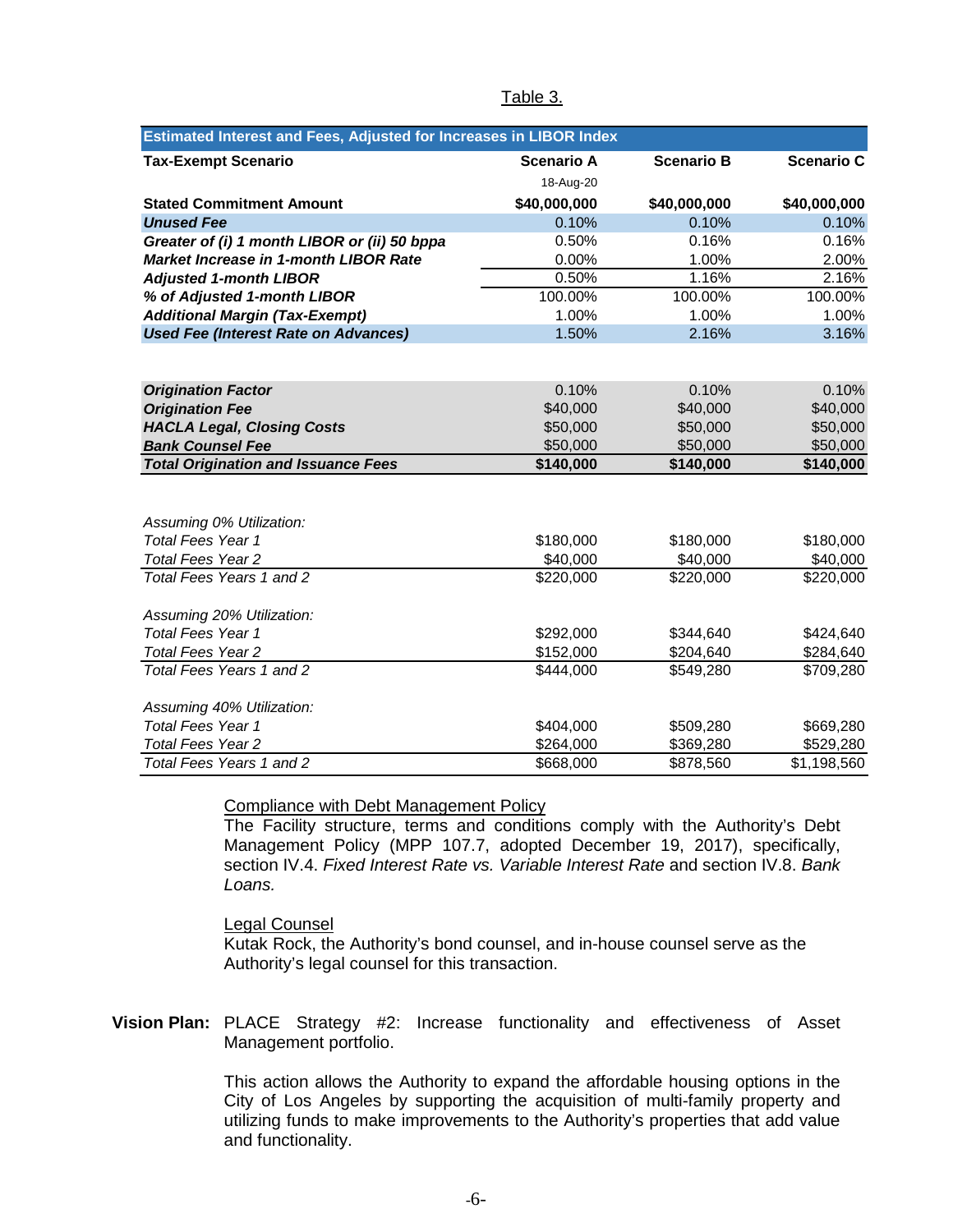Table 3.

| Estimated Interest and Fees, Adjusted for Increases in LIBOR Index | | | |
|---|---|---|---|
| **Tax-Exempt Scenario** | **Scenario A** | **Scenario B** | **Scenario C** |
| | 18-Aug-20 | | |
| **Stated Commitment Amount** | **$40,000,000** | **$40,000,000** | **$40,000,000** |
| ***Unused Fee*** | 0.10% | 0.10% | 0.10% |
| ***Greater of (i) 1 month LIBOR or (ii) 50 bppa*** | 0.50% | 0.16% | 0.16% |
| ***Market Increase in 1-month LIBOR Rate*** | 0.00% | 1.00% | 2.00% |
| ***Adjusted 1-month LIBOR*** | 0.50% | 1.16% | 2.16% |
| ***% of Adjusted 1-month LIBOR*** | 100.00% | 100.00% | 100.00% |
| ***Additional Margin (Tax-Exempt)*** | 1.00% | 1.00% | 1.00% |
| ***Used Fee (Interest Rate on Advances)*** | 1.50% | 2.16% | 3.16% |
| | | | |
| ***Origination Factor*** | 0.10% | 0.10% | 0.10% |
| ***Origination Fee*** | $40,000 | $40,000 | $40,000 |
| ***HACLA Legal, Closing Costs*** | $50,000 | $50,000 | $50,000 |
| ***Bank Counsel Fee*** | $50,000 | $50,000 | $50,000 |
| ***Total Origination and Issuance Fees*** | **$140,000** | **$140,000** | **$140,000** |
| | | | |
| *Assuming 0% Utilization:* | | | |
| *Total Fees Year 1* | $180,000 | $180,000 | $180,000 |
| *Total Fees Year 2* | $40,000 | $40,000 | $40,000 |
| *Total Fees Years 1 and 2* | $220,000 | $220,000 | $220,000 |
| | | | |
| *Assuming 20% Utilization:* | | | |
| *Total Fees Year 1* | $292,000 | $344,640 | $424,640 |
| *Total Fees Year 2* | $152,000 | $204,640 | $284,640 |
| *Total Fees Years 1 and 2* | $444,000 | $549,280 | $709,280 |
| | | | |
| *Assuming 40% Utilization:* | | | |
| *Total Fees Year 1* | $404,000 | $509,280 | $669,280 |
| *Total Fees Year 2* | $264,000 | $369,280 | $529,280 |
| *Total Fees Years 1 and 2* | $668,000 | $878,560 | $1,198,560 |

Compliance with Debt Management Policy

The Facility structure, terms and conditions comply with the Authority's Debt Management Policy (MPP 107.7, adopted December 19, 2017), specifically, section IV.4. *Fixed Interest Rate vs. Variable Interest Rate* and section IV.8. *Bank Loans.*

Legal Counsel

Kutak Rock, the Authority's bond counsel, and in-house counsel serve as the Authority's legal counsel for this transaction.

**Vision Plan:** PLACE Strategy #2: Increase functionality and effectiveness of Asset Management portfolio.

This action allows the Authority to expand the affordable housing options in the City of Los Angeles by supporting the acquisition of multi-family property and utilizing funds to make improvements to the Authority's properties that add value and functionality.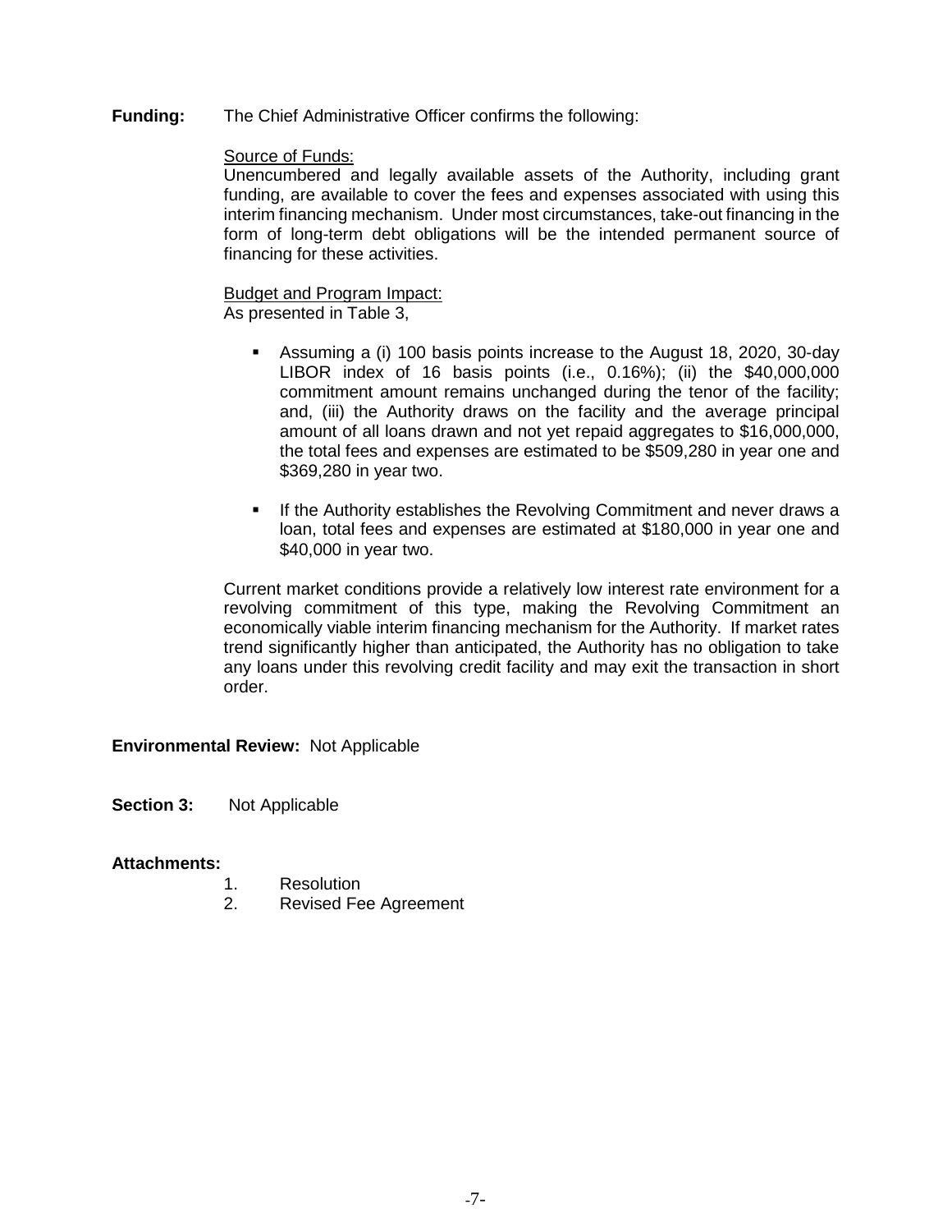**Funding:** The Chief Administrative Officer confirms the following:

Source of Funds:
Unencumbered and legally available assets of the Authority, including grant funding, are available to cover the fees and expenses associated with using this interim financing mechanism. Under most circumstances, take-out financing in the form of long-term debt obligations will be the intended permanent source of financing for these activities.

Budget and Program Impact:
As presented in Table 3,

- Assuming a (i) 100 basis points increase to the August 18, 2020, 30-day LIBOR index of 16 basis points (i.e., 0.16%); (ii) the $40,000,000 commitment amount remains unchanged during the tenor of the facility; and, (iii) the Authority draws on the facility and the average principal amount of all loans drawn and not yet repaid aggregates to $16,000,000, the total fees and expenses are estimated to be $509,280 in year one and $369,280 in year two.
- If the Authority establishes the Revolving Commitment and never draws a loan, total fees and expenses are estimated at $180,000 in year one and $40,000 in year two.

Current market conditions provide a relatively low interest rate environment for a revolving commitment of this type, making the Revolving Commitment an economically viable interim financing mechanism for the Authority. If market rates trend significantly higher than anticipated, the Authority has no obligation to take any loans under this revolving credit facility and may exit the transaction in short order.

**Environmental Review:** Not Applicable

**Section 3:** Not Applicable

**Attachments:**

1. Resolution
2. Revised Fee Agreement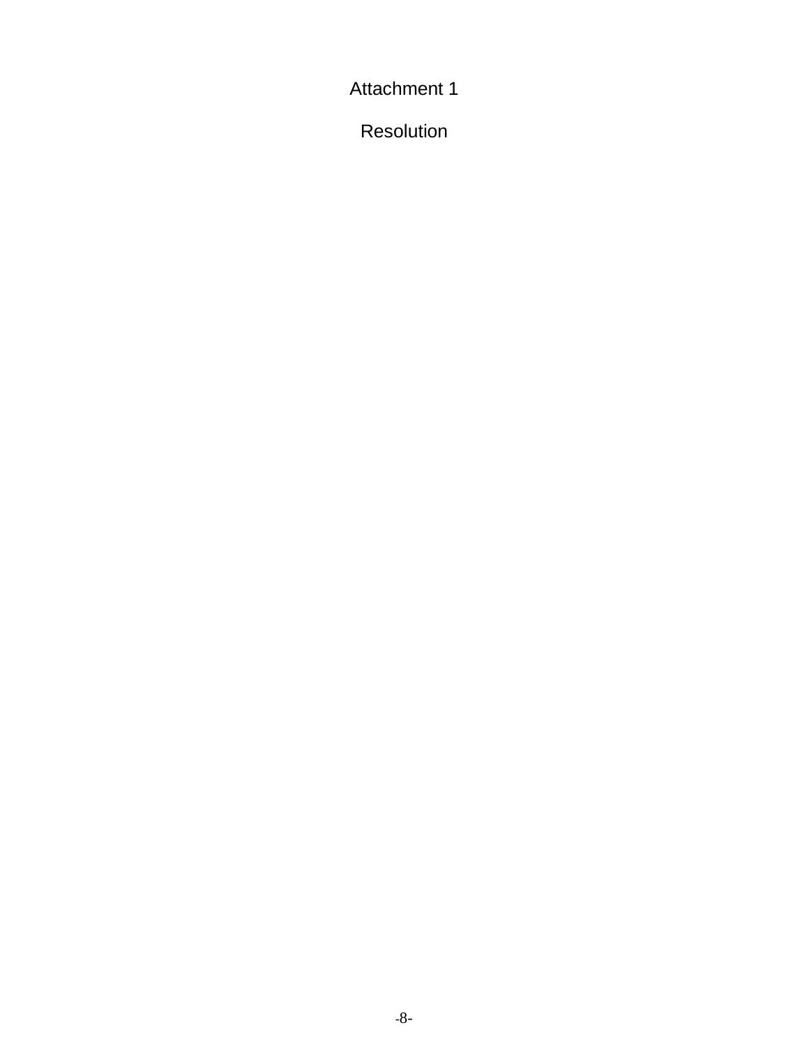# Attachment 1

## Resolution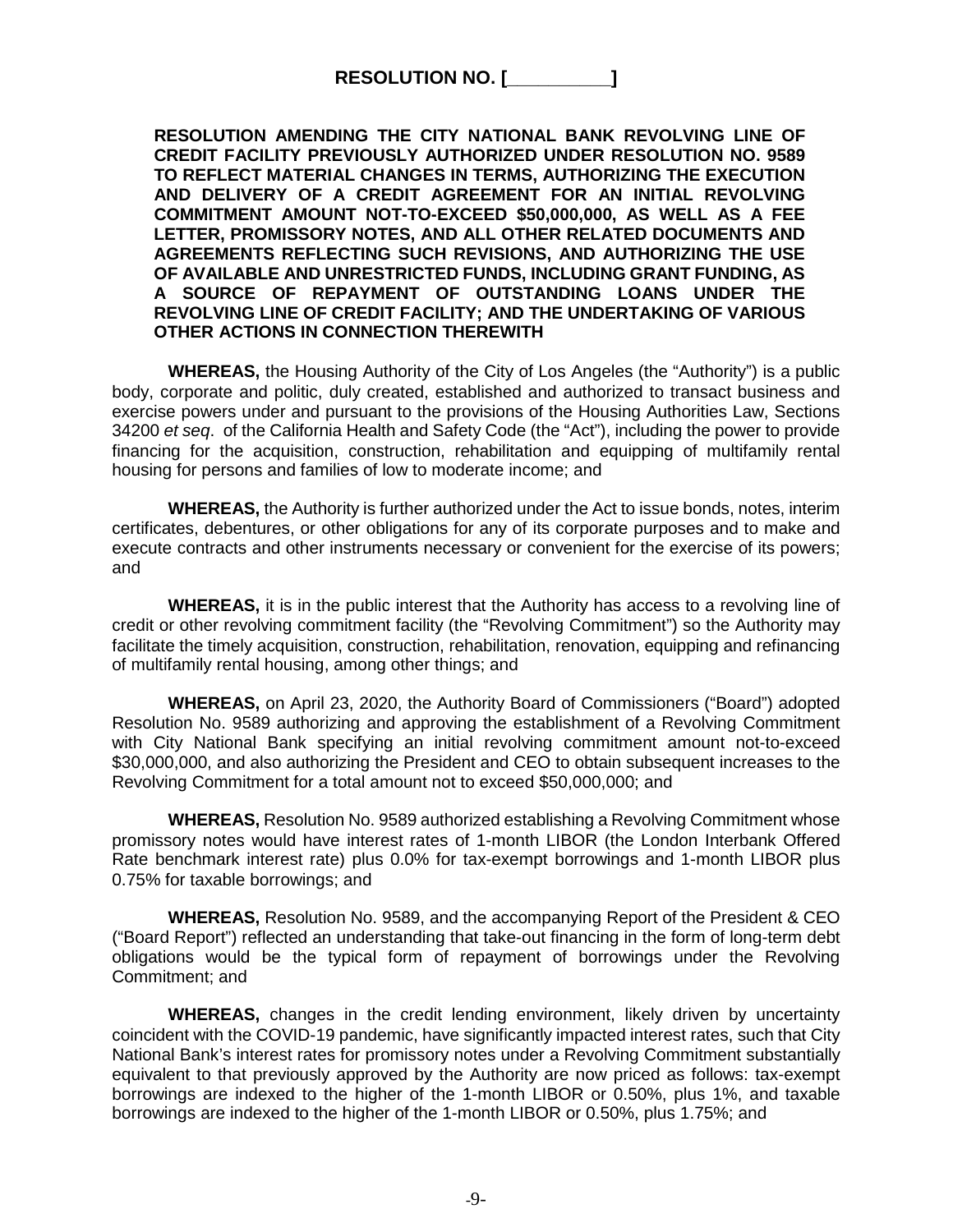# RESOLUTION NO. [__________]

**RESOLUTION AMENDING THE CITY NATIONAL BANK REVOLVING LINE OF CREDIT FACILITY PREVIOUSLY AUTHORIZED UNDER RESOLUTION NO. 9589 TO REFLECT MATERIAL CHANGES IN TERMS, AUTHORIZING THE EXECUTION AND DELIVERY OF A CREDIT AGREEMENT FOR AN INITIAL REVOLVING COMMITMENT AMOUNT NOT-TO-EXCEED $50,000,000, AS WELL AS A FEE LETTER, PROMISSORY NOTES, AND ALL OTHER RELATED DOCUMENTS AND AGREEMENTS REFLECTING SUCH REVISIONS, AND AUTHORIZING THE USE OF AVAILABLE AND UNRESTRICTED FUNDS, INCLUDING GRANT FUNDING, AS A SOURCE OF REPAYMENT OF OUTSTANDING LOANS UNDER THE REVOLVING LINE OF CREDIT FACILITY; AND THE UNDERTAKING OF VARIOUS OTHER ACTIONS IN CONNECTION THEREWITH**

**WHEREAS,** the Housing Authority of the City of Los Angeles (the "Authority") is a public body, corporate and politic, duly created, established and authorized to transact business and exercise powers under and pursuant to the provisions of the Housing Authorities Law, Sections 34200 *et seq*. of the California Health and Safety Code (the "Act"), including the power to provide financing for the acquisition, construction, rehabilitation and equipping of multifamily rental housing for persons and families of low to moderate income; and

**WHEREAS,** the Authority is further authorized under the Act to issue bonds, notes, interim certificates, debentures, or other obligations for any of its corporate purposes and to make and execute contracts and other instruments necessary or convenient for the exercise of its powers; and

**WHEREAS,** it is in the public interest that the Authority has access to a revolving line of credit or other revolving commitment facility (the "Revolving Commitment") so the Authority may facilitate the timely acquisition, construction, rehabilitation, renovation, equipping and refinancing of multifamily rental housing, among other things; and

**WHEREAS,** on April 23, 2020, the Authority Board of Commissioners ("Board") adopted Resolution No. 9589 authorizing and approving the establishment of a Revolving Commitment with City National Bank specifying an initial revolving commitment amount not-to-exceed $30,000,000, and also authorizing the President and CEO to obtain subsequent increases to the Revolving Commitment for a total amount not to exceed $50,000,000; and

**WHEREAS,** Resolution No. 9589 authorized establishing a Revolving Commitment whose promissory notes would have interest rates of 1-month LIBOR (the London Interbank Offered Rate benchmark interest rate) plus 0.0% for tax-exempt borrowings and 1-month LIBOR plus 0.75% for taxable borrowings; and

**WHEREAS,** Resolution No. 9589, and the accompanying Report of the President & CEO ("Board Report") reflected an understanding that take-out financing in the form of long-term debt obligations would be the typical form of repayment of borrowings under the Revolving Commitment; and

**WHEREAS,** changes in the credit lending environment, likely driven by uncertainty coincident with the COVID-19 pandemic, have significantly impacted interest rates, such that City National Bank's interest rates for promissory notes under a Revolving Commitment substantially equivalent to that previously approved by the Authority are now priced as follows: tax-exempt borrowings are indexed to the higher of the 1-month LIBOR or 0.50%, plus 1%, and taxable borrowings are indexed to the higher of the 1-month LIBOR or 0.50%, plus 1.75%; and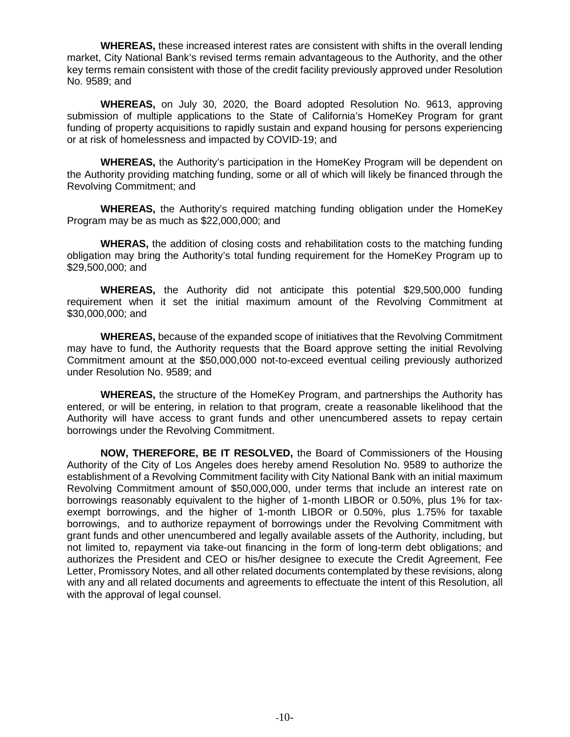**WHEREAS,** these increased interest rates are consistent with shifts in the overall lending market, City National Bank's revised terms remain advantageous to the Authority, and the other key terms remain consistent with those of the credit facility previously approved under Resolution No. 9589; and

**WHEREAS,** on July 30, 2020, the Board adopted Resolution No. 9613, approving submission of multiple applications to the State of California's HomeKey Program for grant funding of property acquisitions to rapidly sustain and expand housing for persons experiencing or at risk of homelessness and impacted by COVID-19; and

**WHEREAS,** the Authority's participation in the HomeKey Program will be dependent on the Authority providing matching funding, some or all of which will likely be financed through the Revolving Commitment; and

**WHEREAS,** the Authority's required matching funding obligation under the HomeKey Program may be as much as $22,000,000; and

**WHERAS,** the addition of closing costs and rehabilitation costs to the matching funding obligation may bring the Authority's total funding requirement for the HomeKey Program up to $29,500,000; and

**WHEREAS,** the Authority did not anticipate this potential $29,500,000 funding requirement when it set the initial maximum amount of the Revolving Commitment at $30,000,000; and

**WHEREAS,** because of the expanded scope of initiatives that the Revolving Commitment may have to fund, the Authority requests that the Board approve setting the initial Revolving Commitment amount at the $50,000,000 not-to-exceed eventual ceiling previously authorized under Resolution No. 9589; and

**WHEREAS,** the structure of the HomeKey Program, and partnerships the Authority has entered, or will be entering, in relation to that program, create a reasonable likelihood that the Authority will have access to grant funds and other unencumbered assets to repay certain borrowings under the Revolving Commitment.

**NOW, THEREFORE, BE IT RESOLVED,** the Board of Commissioners of the Housing Authority of the City of Los Angeles does hereby amend Resolution No. 9589 to authorize the establishment of a Revolving Commitment facility with City National Bank with an initial maximum Revolving Commitment amount of $50,000,000, under terms that include an interest rate on borrowings reasonably equivalent to the higher of 1-month LIBOR or 0.50%, plus 1% for tax-exempt borrowings, and the higher of 1-month LIBOR or 0.50%, plus 1.75% for taxable borrowings, and to authorize repayment of borrowings under the Revolving Commitment with grant funds and other unencumbered and legally available assets of the Authority, including, but not limited to, repayment via take-out financing in the form of long-term debt obligations; and authorizes the President and CEO or his/her designee to execute the Credit Agreement, Fee Letter, Promissory Notes, and all other related documents contemplated by these revisions, along with any and all related documents and agreements to effectuate the intent of this Resolution, all with the approval of legal counsel.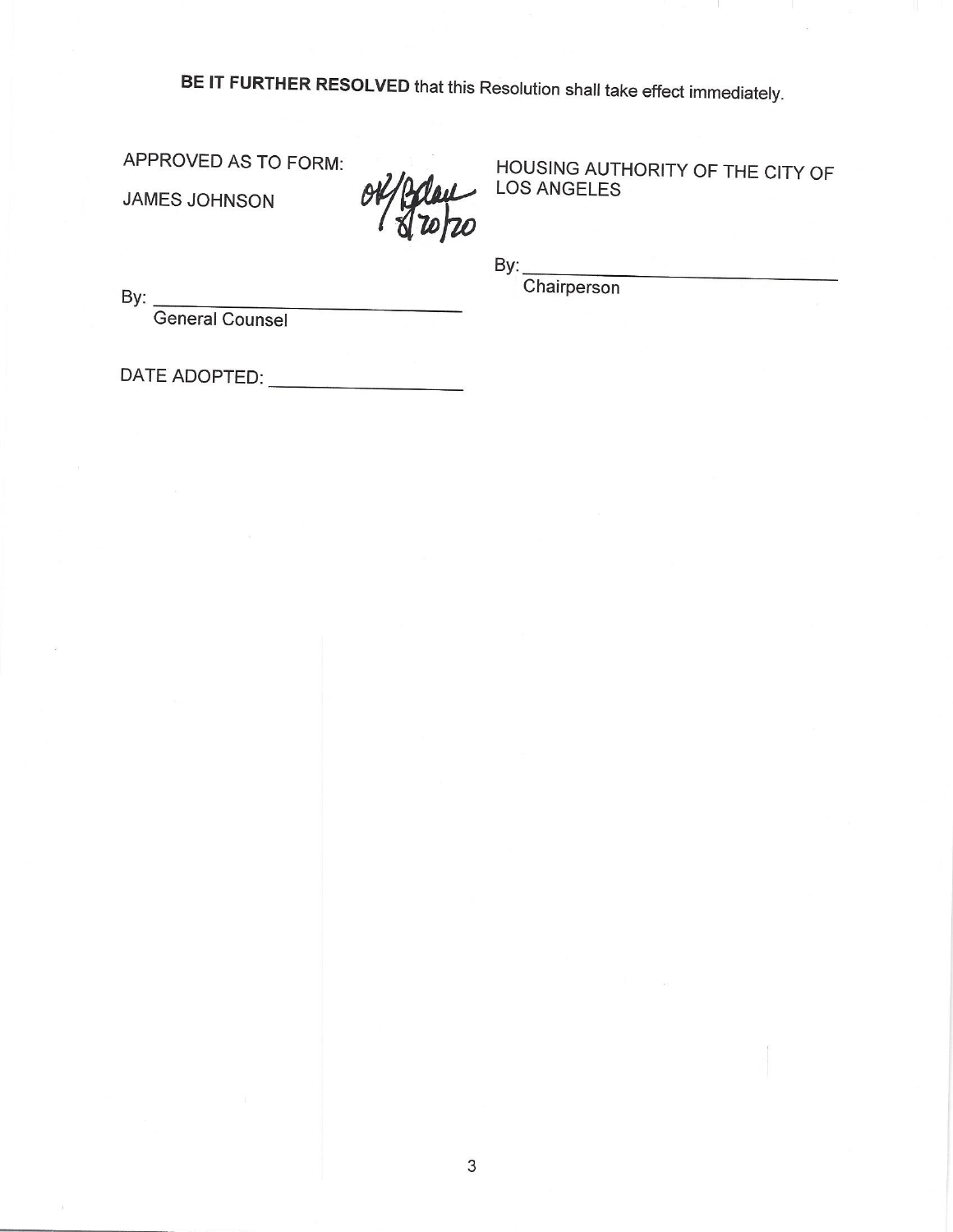**BE IT FURTHER RESOLVED** that this Resolution shall take effect immediately.

APPROVED AS TO FORM:

JAMES JOHNSON

OK/[handwritten initials] 8/20/20

By: ______________________________
General Counsel

HOUSING AUTHORITY OF THE CITY OF LOS ANGELES

By: ______________________________
Chairperson

DATE ADOPTED: ________________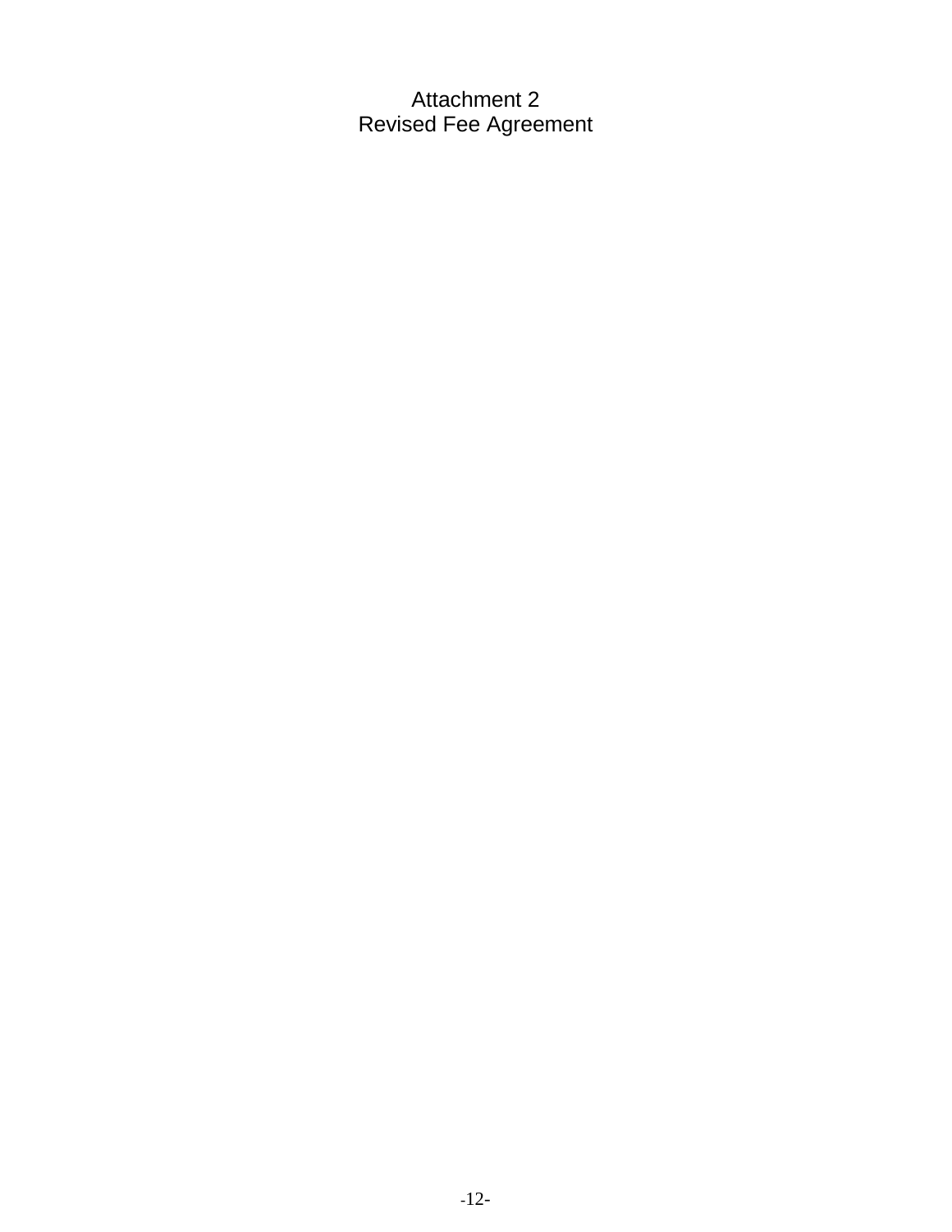# Attachment 2
# Revised Fee Agreement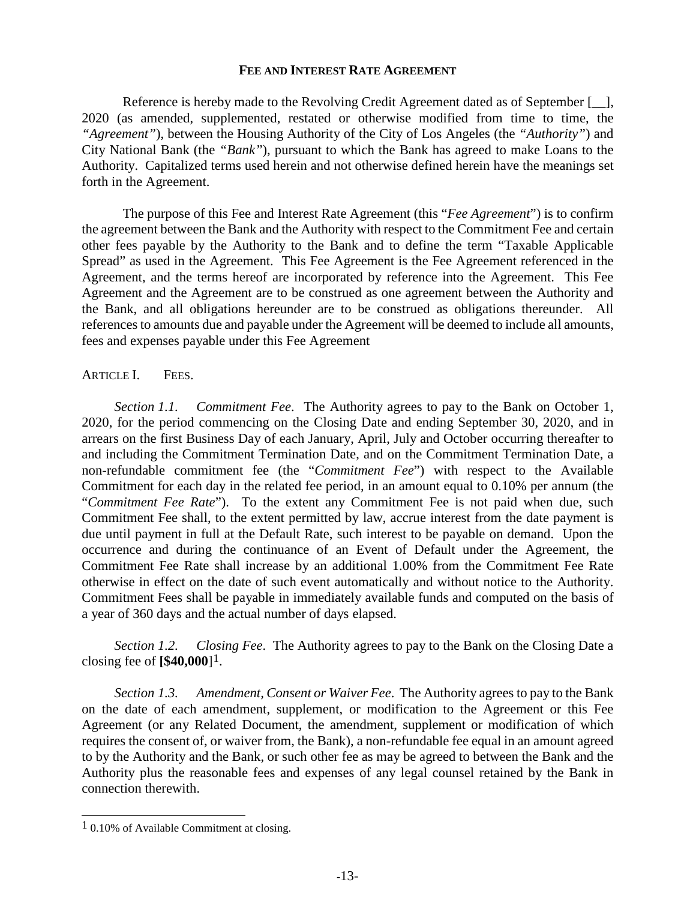## FEE AND INTEREST RATE AGREEMENT

Reference is hereby made to the Revolving Credit Agreement dated as of September [__], 2020 (as amended, supplemented, restated or otherwise modified from time to time, the *"Agreement"*), between the Housing Authority of the City of Los Angeles (the *"Authority"*) and City National Bank (the *"Bank"*), pursuant to which the Bank has agreed to make Loans to the Authority. Capitalized terms used herein and not otherwise defined herein have the meanings set forth in the Agreement.

The purpose of this Fee and Interest Rate Agreement (this "*Fee Agreement*") is to confirm the agreement between the Bank and the Authority with respect to the Commitment Fee and certain other fees payable by the Authority to the Bank and to define the term "Taxable Applicable Spread" as used in the Agreement. This Fee Agreement is the Fee Agreement referenced in the Agreement, and the terms hereof are incorporated by reference into the Agreement. This Fee Agreement and the Agreement are to be construed as one agreement between the Authority and the Bank, and all obligations hereunder are to be construed as obligations thereunder. All references to amounts due and payable under the Agreement will be deemed to include all amounts, fees and expenses payable under this Fee Agreement

ARTICLE I. FEES.

*Section 1.1. Commitment Fee*. The Authority agrees to pay to the Bank on October 1, 2020, for the period commencing on the Closing Date and ending September 30, 2020, and in arrears on the first Business Day of each January, April, July and October occurring thereafter to and including the Commitment Termination Date, and on the Commitment Termination Date, a non-refundable commitment fee (the "*Commitment Fee*") with respect to the Available Commitment for each day in the related fee period, in an amount equal to 0.10% per annum (the "*Commitment Fee Rate*"). To the extent any Commitment Fee is not paid when due, such Commitment Fee shall, to the extent permitted by law, accrue interest from the date payment is due until payment in full at the Default Rate, such interest to be payable on demand. Upon the occurrence and during the continuance of an Event of Default under the Agreement, the Commitment Fee Rate shall increase by an additional 1.00% from the Commitment Fee Rate otherwise in effect on the date of such event automatically and without notice to the Authority. Commitment Fees shall be payable in immediately available funds and computed on the basis of a year of 360 days and the actual number of days elapsed.

*Section 1.2. Closing Fee*. The Authority agrees to pay to the Bank on the Closing Date a closing fee of **[$40,000**][1].

*Section 1.3. Amendment, Consent or Waiver Fee*. The Authority agrees to pay to the Bank on the date of each amendment, supplement, or modification to the Agreement or this Fee Agreement (or any Related Document, the amendment, supplement or modification of which requires the consent of, or waiver from, the Bank), a non-refundable fee equal in an amount agreed to by the Authority and the Bank, or such other fee as may be agreed to between the Bank and the Authority plus the reasonable fees and expenses of any legal counsel retained by the Bank in connection therewith.

---

[1] 0.10% of Available Commitment at closing.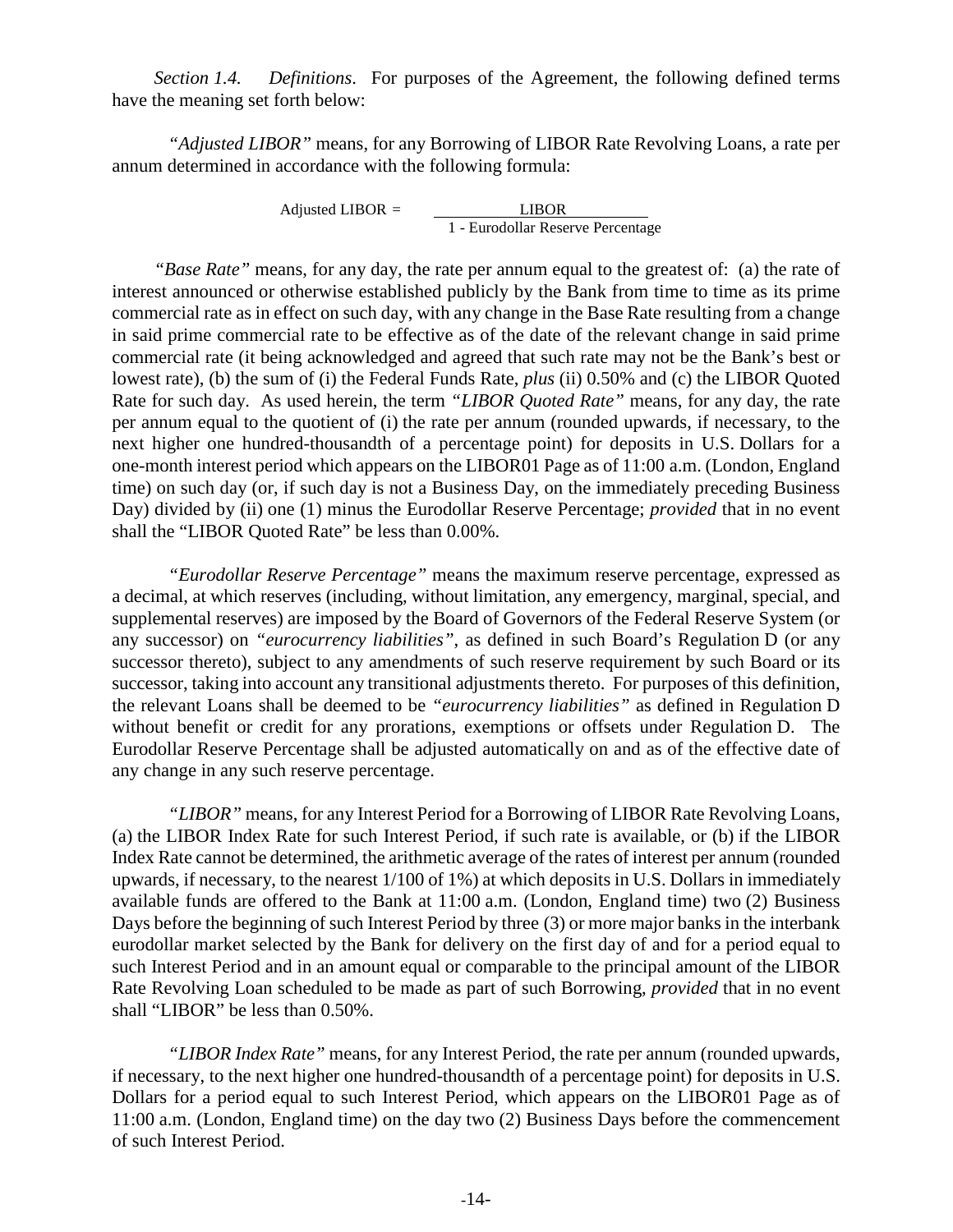*Section 1.4. Definitions*. For purposes of the Agreement, the following defined terms have the meaning set forth below:

*"Adjusted LIBOR"* means, for any Borrowing of LIBOR Rate Revolving Loans, a rate per annum determined in accordance with the following formula:

$$\text{Adjusted LIBOR} = \frac{\text{LIBOR}}{1 - \text{Eurodollar Reserve Percentage}}$$

*"Base Rate"* means, for any day, the rate per annum equal to the greatest of: (a) the rate of interest announced or otherwise established publicly by the Bank from time to time as its prime commercial rate as in effect on such day, with any change in the Base Rate resulting from a change in said prime commercial rate to be effective as of the date of the relevant change in said prime commercial rate (it being acknowledged and agreed that such rate may not be the Bank's best or lowest rate), (b) the sum of (i) the Federal Funds Rate, *plus* (ii) 0.50% and (c) the LIBOR Quoted Rate for such day. As used herein, the term *"LIBOR Quoted Rate"* means, for any day, the rate per annum equal to the quotient of (i) the rate per annum (rounded upwards, if necessary, to the next higher one hundred-thousandth of a percentage point) for deposits in U.S. Dollars for a one-month interest period which appears on the LIBOR01 Page as of 11:00 a.m. (London, England time) on such day (or, if such day is not a Business Day, on the immediately preceding Business Day) divided by (ii) one (1) minus the Eurodollar Reserve Percentage; *provided* that in no event shall the "LIBOR Quoted Rate" be less than 0.00%.

*"Eurodollar Reserve Percentage"* means the maximum reserve percentage, expressed as a decimal, at which reserves (including, without limitation, any emergency, marginal, special, and supplemental reserves) are imposed by the Board of Governors of the Federal Reserve System (or any successor) on *"eurocurrency liabilities"*, as defined in such Board's Regulation D (or any successor thereto), subject to any amendments of such reserve requirement by such Board or its successor, taking into account any transitional adjustments thereto. For purposes of this definition, the relevant Loans shall be deemed to be *"eurocurrency liabilities"* as defined in Regulation D without benefit or credit for any prorations, exemptions or offsets under Regulation D. The Eurodollar Reserve Percentage shall be adjusted automatically on and as of the effective date of any change in any such reserve percentage.

*"LIBOR"* means, for any Interest Period for a Borrowing of LIBOR Rate Revolving Loans, (a) the LIBOR Index Rate for such Interest Period, if such rate is available, or (b) if the LIBOR Index Rate cannot be determined, the arithmetic average of the rates of interest per annum (rounded upwards, if necessary, to the nearest 1/100 of 1%) at which deposits in U.S. Dollars in immediately available funds are offered to the Bank at 11:00 a.m. (London, England time) two (2) Business Days before the beginning of such Interest Period by three (3) or more major banks in the interbank eurodollar market selected by the Bank for delivery on the first day of and for a period equal to such Interest Period and in an amount equal or comparable to the principal amount of the LIBOR Rate Revolving Loan scheduled to be made as part of such Borrowing, *provided* that in no event shall "LIBOR" be less than 0.50%.

*"LIBOR Index Rate"* means, for any Interest Period, the rate per annum (rounded upwards, if necessary, to the next higher one hundred-thousandth of a percentage point) for deposits in U.S. Dollars for a period equal to such Interest Period, which appears on the LIBOR01 Page as of 11:00 a.m. (London, England time) on the day two (2) Business Days before the commencement of such Interest Period.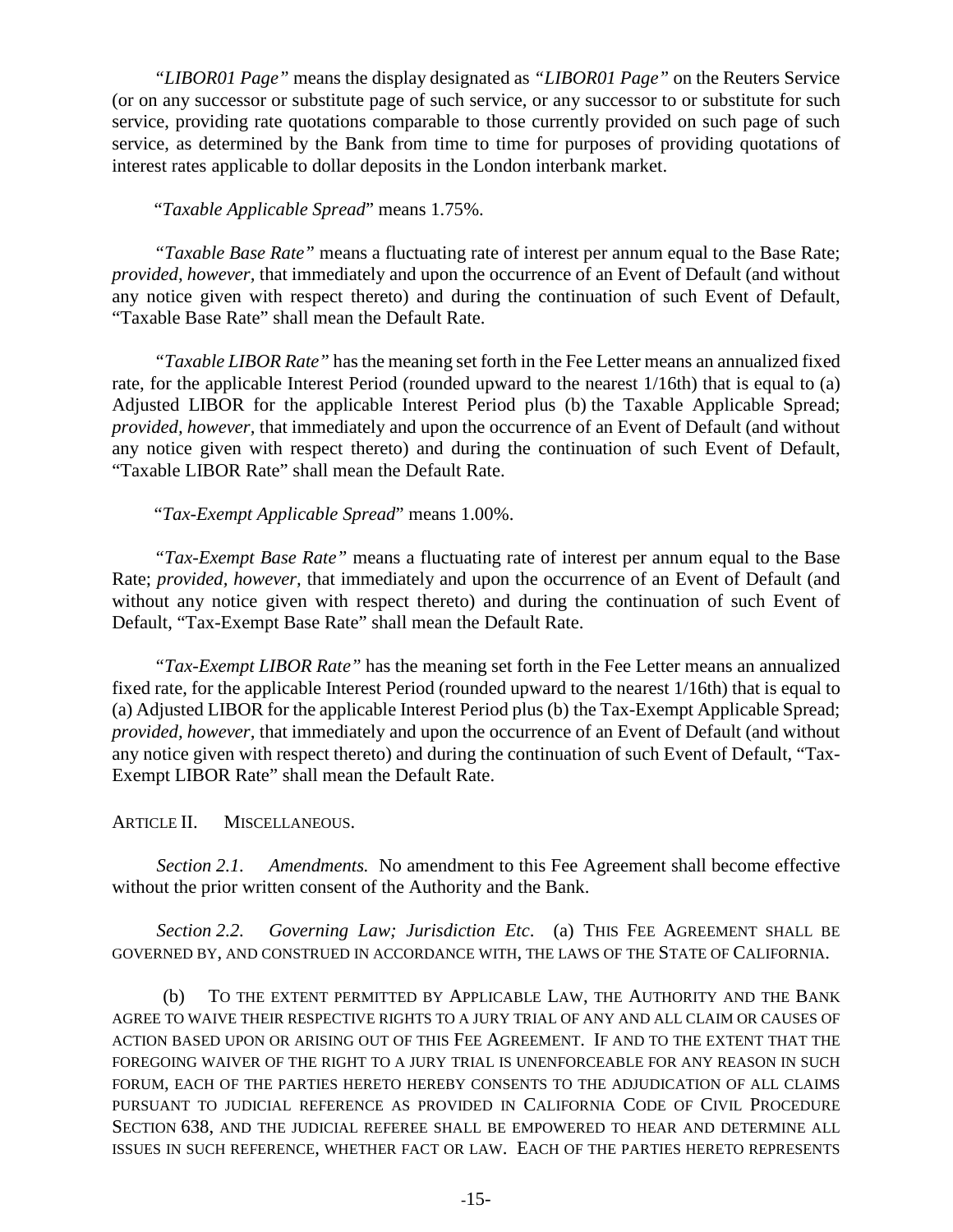*"LIBOR01 Page"* means the display designated as *"LIBOR01 Page"* on the Reuters Service (or on any successor or substitute page of such service, or any successor to or substitute for such service, providing rate quotations comparable to those currently provided on such page of such service, as determined by the Bank from time to time for purposes of providing quotations of interest rates applicable to dollar deposits in the London interbank market.

"*Taxable Applicable Spread*" means 1.75%.

*"Taxable Base Rate"* means a fluctuating rate of interest per annum equal to the Base Rate; *provided, however,* that immediately and upon the occurrence of an Event of Default (and without any notice given with respect thereto) and during the continuation of such Event of Default, "Taxable Base Rate" shall mean the Default Rate.

*"Taxable LIBOR Rate"* has the meaning set forth in the Fee Letter means an annualized fixed rate, for the applicable Interest Period (rounded upward to the nearest 1/16th) that is equal to (a) Adjusted LIBOR for the applicable Interest Period plus (b) the Taxable Applicable Spread; *provided, however,* that immediately and upon the occurrence of an Event of Default (and without any notice given with respect thereto) and during the continuation of such Event of Default, "Taxable LIBOR Rate" shall mean the Default Rate.

"*Tax-Exempt Applicable Spread*" means 1.00%.

*"Tax-Exempt Base Rate"* means a fluctuating rate of interest per annum equal to the Base Rate; *provided, however,* that immediately and upon the occurrence of an Event of Default (and without any notice given with respect thereto) and during the continuation of such Event of Default, "Tax-Exempt Base Rate" shall mean the Default Rate.

*"Tax-Exempt LIBOR Rate"* has the meaning set forth in the Fee Letter means an annualized fixed rate, for the applicable Interest Period (rounded upward to the nearest 1/16th) that is equal to (a) Adjusted LIBOR for the applicable Interest Period plus (b) the Tax-Exempt Applicable Spread; *provided, however,* that immediately and upon the occurrence of an Event of Default (and without any notice given with respect thereto) and during the continuation of such Event of Default, "Tax-Exempt LIBOR Rate" shall mean the Default Rate.

## ARTICLE II. MISCELLANEOUS.

*Section 2.1. Amendments.* No amendment to this Fee Agreement shall become effective without the prior written consent of the Authority and the Bank.

*Section 2.2. Governing Law; Jurisdiction Etc.* (a) THIS FEE AGREEMENT SHALL BE GOVERNED BY, AND CONSTRUED IN ACCORDANCE WITH, THE LAWS OF THE STATE OF CALIFORNIA.

(b) TO THE EXTENT PERMITTED BY APPLICABLE LAW, THE AUTHORITY AND THE BANK AGREE TO WAIVE THEIR RESPECTIVE RIGHTS TO A JURY TRIAL OF ANY AND ALL CLAIM OR CAUSES OF ACTION BASED UPON OR ARISING OUT OF THIS FEE AGREEMENT. IF AND TO THE EXTENT THAT THE FOREGOING WAIVER OF THE RIGHT TO A JURY TRIAL IS UNENFORCEABLE FOR ANY REASON IN SUCH FORUM, EACH OF THE PARTIES HERETO HEREBY CONSENTS TO THE ADJUDICATION OF ALL CLAIMS PURSUANT TO JUDICIAL REFERENCE AS PROVIDED IN CALIFORNIA CODE OF CIVIL PROCEDURE SECTION 638, AND THE JUDICIAL REFEREE SHALL BE EMPOWERED TO HEAR AND DETERMINE ALL ISSUES IN SUCH REFERENCE, WHETHER FACT OR LAW. EACH OF THE PARTIES HERETO REPRESENTS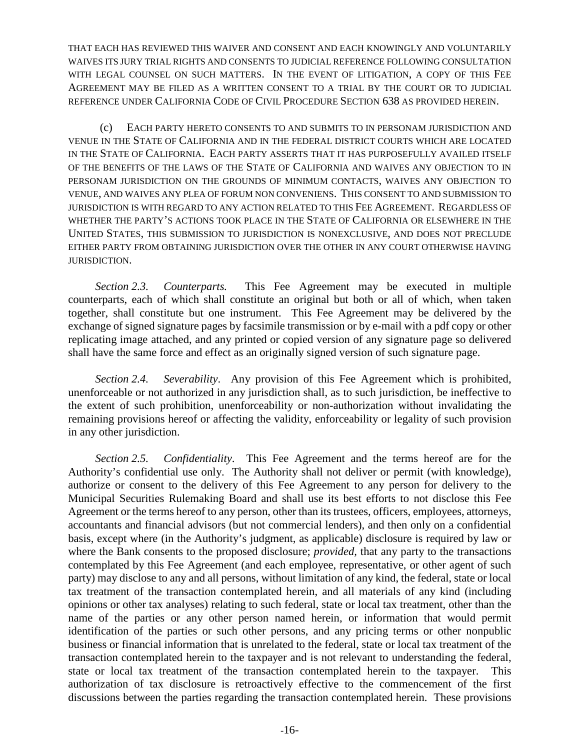THAT EACH HAS REVIEWED THIS WAIVER AND CONSENT AND EACH KNOWINGLY AND VOLUNTARILY WAIVES ITS JURY TRIAL RIGHTS AND CONSENTS TO JUDICIAL REFERENCE FOLLOWING CONSULTATION WITH LEGAL COUNSEL ON SUCH MATTERS. IN THE EVENT OF LITIGATION, A COPY OF THIS FEE AGREEMENT MAY BE FILED AS A WRITTEN CONSENT TO A TRIAL BY THE COURT OR TO JUDICIAL REFERENCE UNDER CALIFORNIA CODE OF CIVIL PROCEDURE SECTION 638 AS PROVIDED HEREIN.

(c) EACH PARTY HERETO CONSENTS TO AND SUBMITS TO IN PERSONAM JURISDICTION AND VENUE IN THE STATE OF CALIFORNIA AND IN THE FEDERAL DISTRICT COURTS WHICH ARE LOCATED IN THE STATE OF CALIFORNIA. EACH PARTY ASSERTS THAT IT HAS PURPOSEFULLY AVAILED ITSELF OF THE BENEFITS OF THE LAWS OF THE STATE OF CALIFORNIA AND WAIVES ANY OBJECTION TO IN PERSONAM JURISDICTION ON THE GROUNDS OF MINIMUM CONTACTS, WAIVES ANY OBJECTION TO VENUE, AND WAIVES ANY PLEA OF FORUM NON CONVENIENS. THIS CONSENT TO AND SUBMISSION TO JURISDICTION IS WITH REGARD TO ANY ACTION RELATED TO THIS FEE AGREEMENT. REGARDLESS OF WHETHER THE PARTY'S ACTIONS TOOK PLACE IN THE STATE OF CALIFORNIA OR ELSEWHERE IN THE UNITED STATES, THIS SUBMISSION TO JURISDICTION IS NONEXCLUSIVE, AND DOES NOT PRECLUDE EITHER PARTY FROM OBTAINING JURISDICTION OVER THE OTHER IN ANY COURT OTHERWISE HAVING JURISDICTION.

*Section 2.3. Counterparts.* This Fee Agreement may be executed in multiple counterparts, each of which shall constitute an original but both or all of which, when taken together, shall constitute but one instrument. This Fee Agreement may be delivered by the exchange of signed signature pages by facsimile transmission or by e-mail with a pdf copy or other replicating image attached, and any printed or copied version of any signature page so delivered shall have the same force and effect as an originally signed version of such signature page.

*Section 2.4. Severability*. Any provision of this Fee Agreement which is prohibited, unenforceable or not authorized in any jurisdiction shall, as to such jurisdiction, be ineffective to the extent of such prohibition, unenforceability or non-authorization without invalidating the remaining provisions hereof or affecting the validity, enforceability or legality of such provision in any other jurisdiction.

*Section 2.5. Confidentiality*. This Fee Agreement and the terms hereof are for the Authority's confidential use only. The Authority shall not deliver or permit (with knowledge), authorize or consent to the delivery of this Fee Agreement to any person for delivery to the Municipal Securities Rulemaking Board and shall use its best efforts to not disclose this Fee Agreement or the terms hereof to any person, other than its trustees, officers, employees, attorneys, accountants and financial advisors (but not commercial lenders), and then only on a confidential basis, except where (in the Authority's judgment, as applicable) disclosure is required by law or where the Bank consents to the proposed disclosure; *provided,* that any party to the transactions contemplated by this Fee Agreement (and each employee, representative, or other agent of such party) may disclose to any and all persons, without limitation of any kind, the federal, state or local tax treatment of the transaction contemplated herein, and all materials of any kind (including opinions or other tax analyses) relating to such federal, state or local tax treatment, other than the name of the parties or any other person named herein, or information that would permit identification of the parties or such other persons, and any pricing terms or other nonpublic business or financial information that is unrelated to the federal, state or local tax treatment of the transaction contemplated herein to the taxpayer and is not relevant to understanding the federal, state or local tax treatment of the transaction contemplated herein to the taxpayer. This authorization of tax disclosure is retroactively effective to the commencement of the first discussions between the parties regarding the transaction contemplated herein. These provisions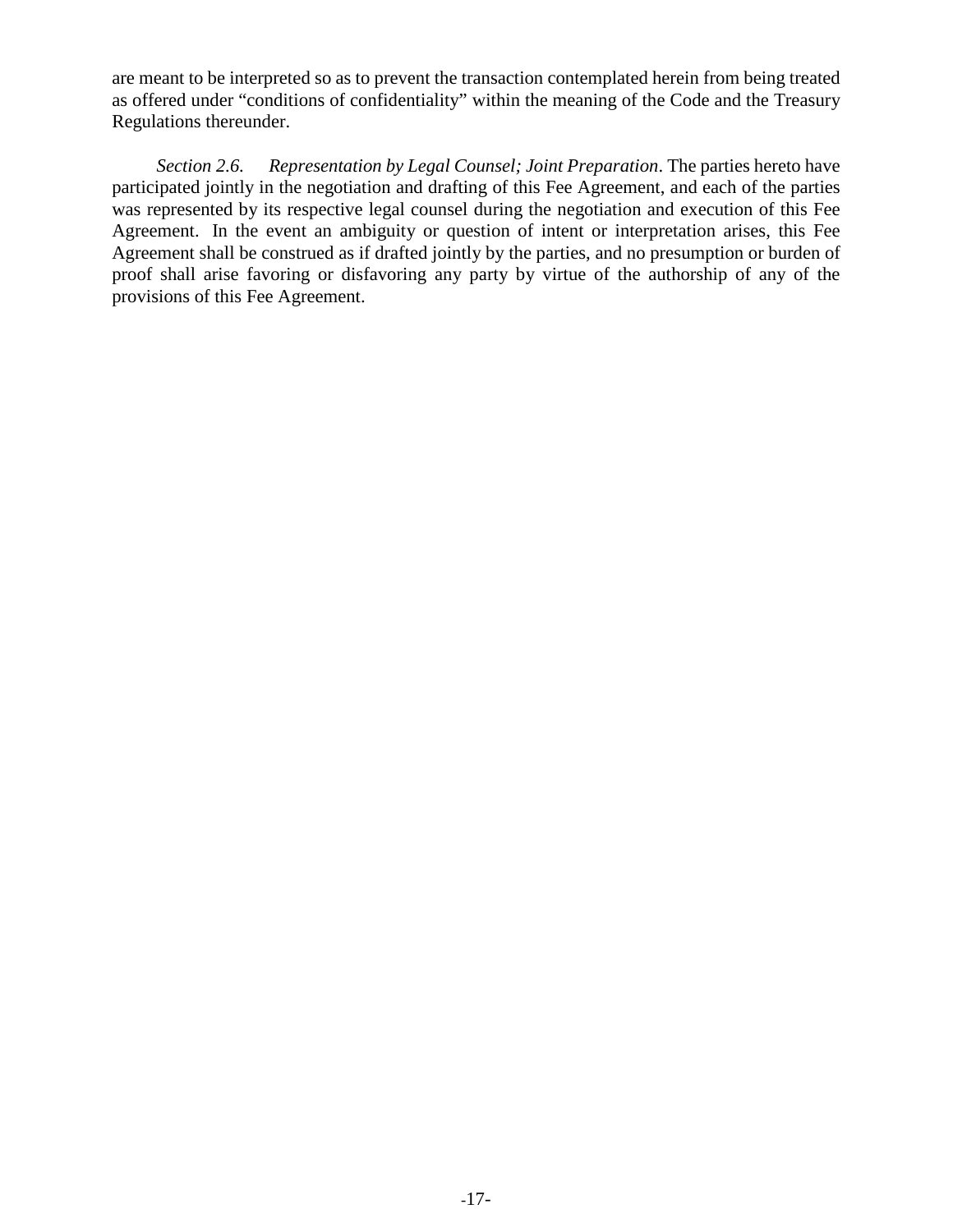are meant to be interpreted so as to prevent the transaction contemplated herein from being treated as offered under "conditions of confidentiality" within the meaning of the Code and the Treasury Regulations thereunder.

*Section 2.6. Representation by Legal Counsel; Joint Preparation*. The parties hereto have participated jointly in the negotiation and drafting of this Fee Agreement, and each of the parties was represented by its respective legal counsel during the negotiation and execution of this Fee Agreement. In the event an ambiguity or question of intent or interpretation arises, this Fee Agreement shall be construed as if drafted jointly by the parties, and no presumption or burden of proof shall arise favoring or disfavoring any party by virtue of the authorship of any of the provisions of this Fee Agreement.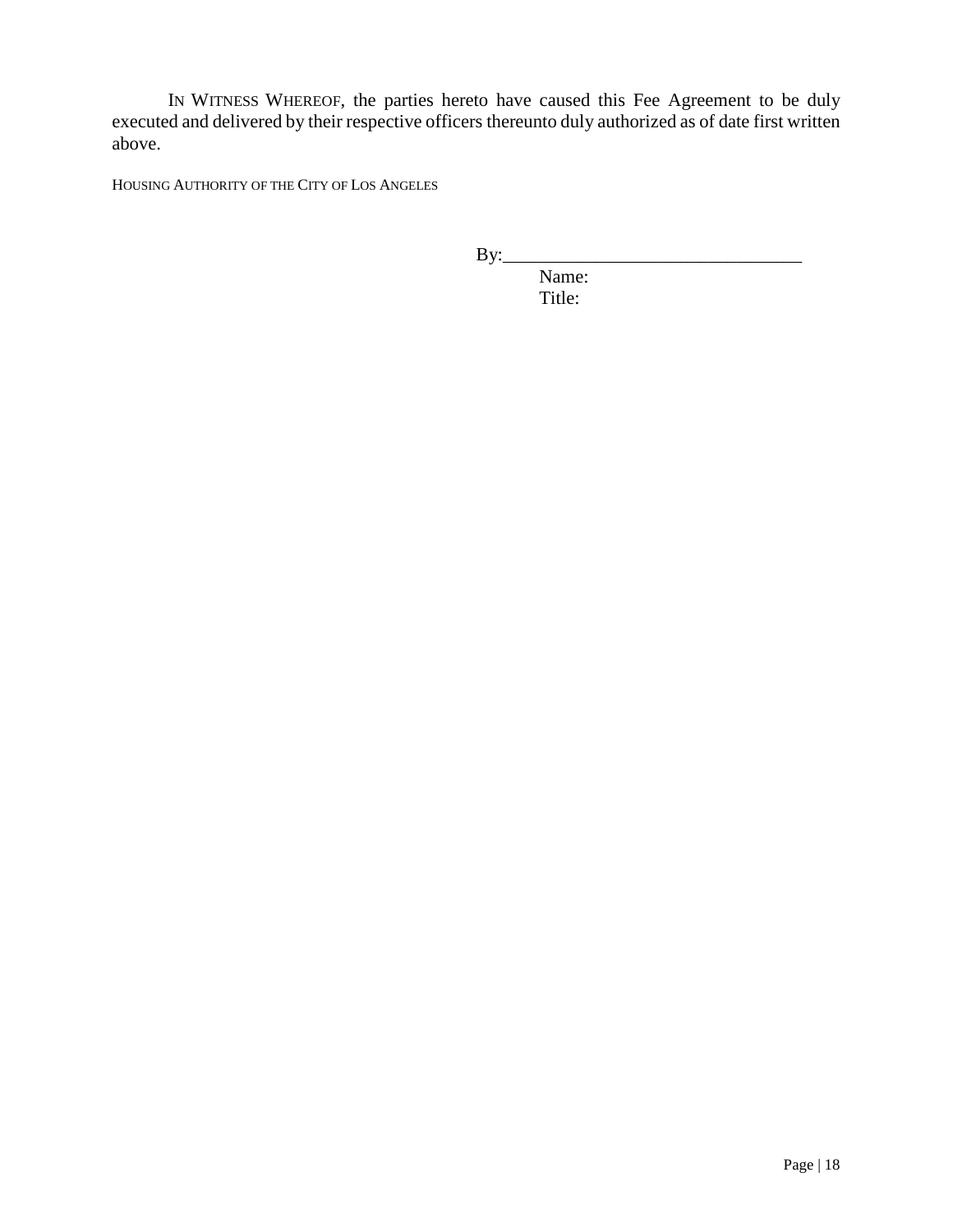IN WITNESS WHEREOF, the parties hereto have caused this Fee Agreement to be duly executed and delivered by their respective officers thereunto duly authorized as of date first written above.

HOUSING AUTHORITY OF THE CITY OF LOS ANGELES

By:_________________________________

Name:

Title: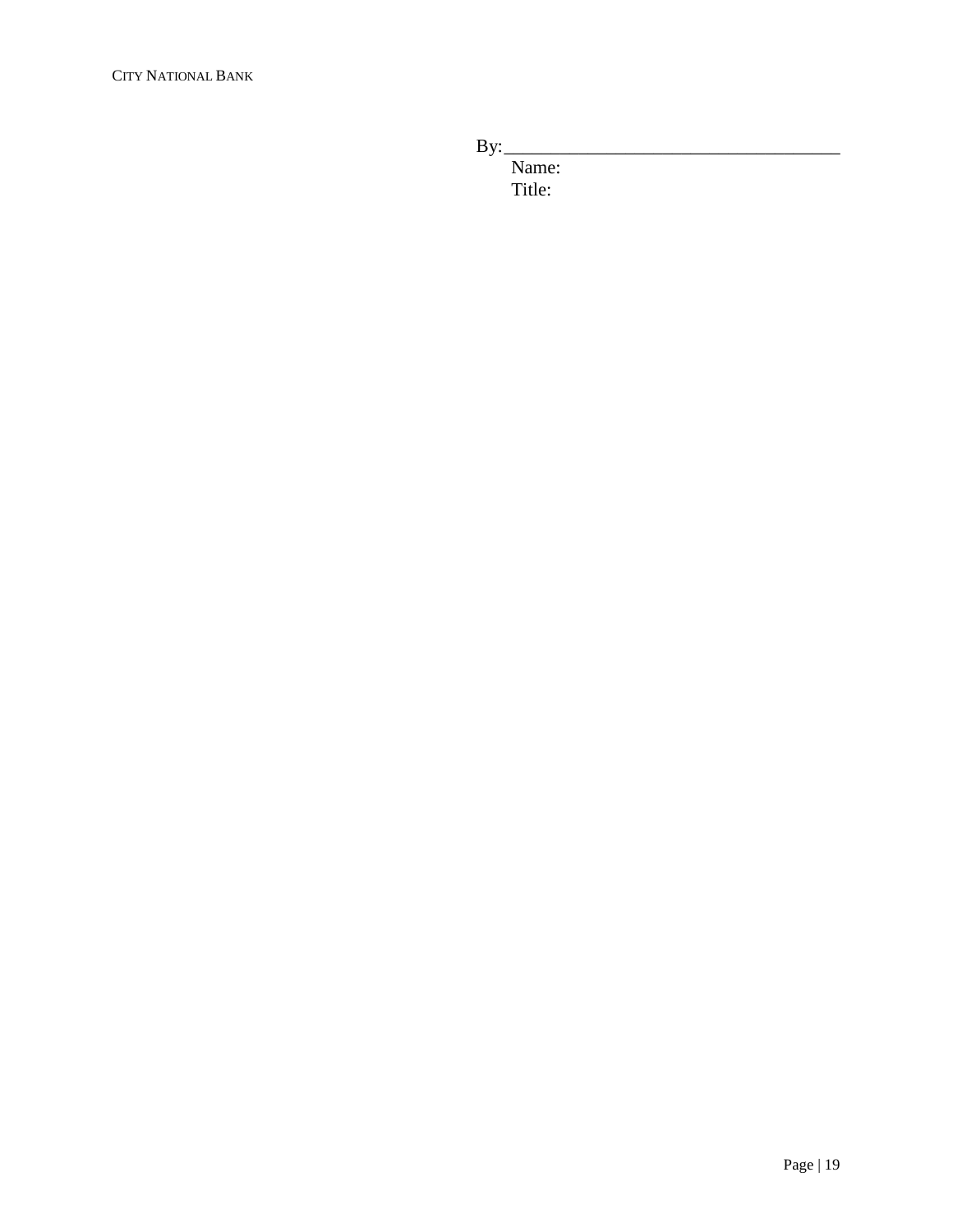CITY NATIONAL BANK

By:___________________________________
Name:
Title: